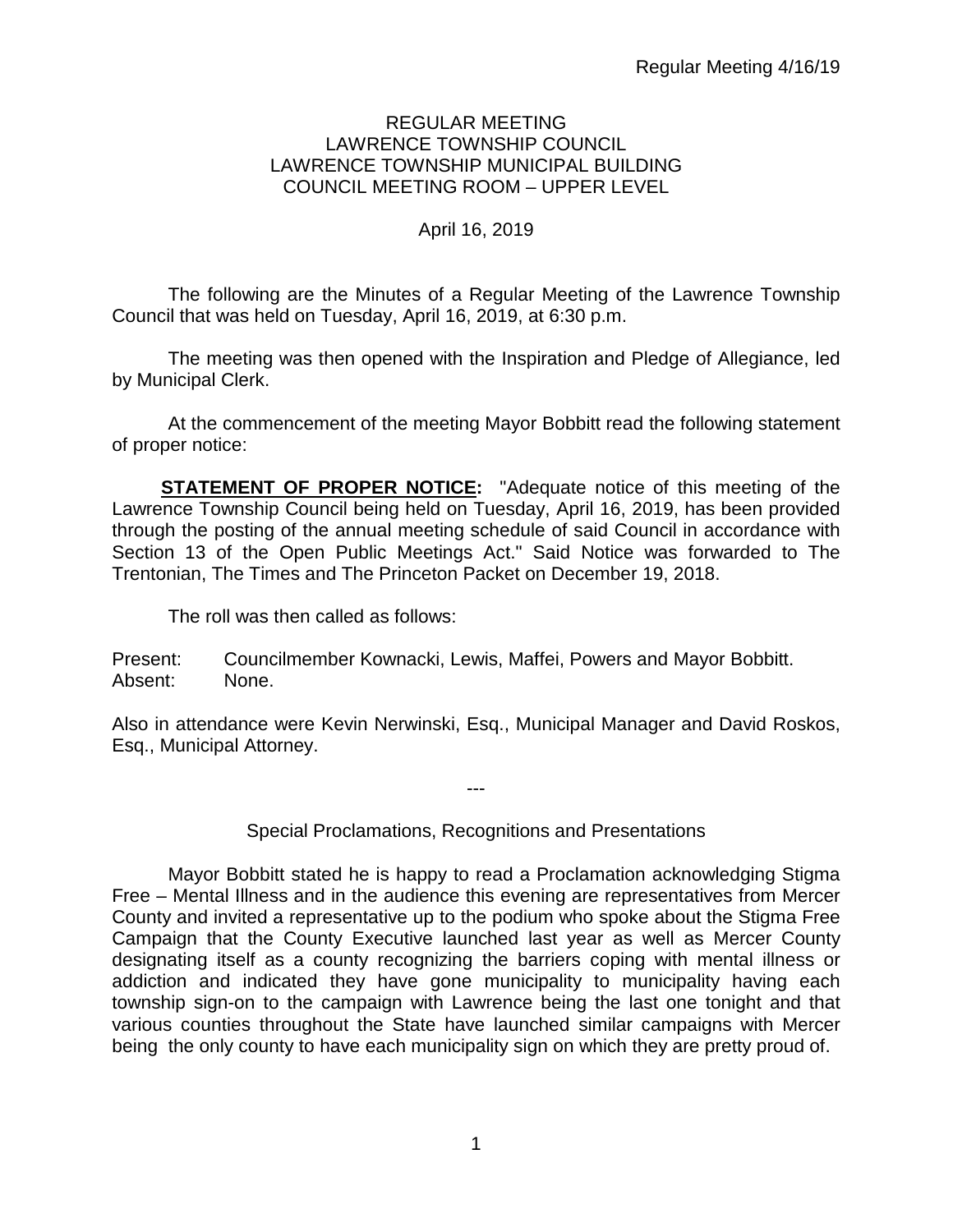# REGULAR MEETING
# LAWRENCE TOWNSHIP COUNCIL
# LAWRENCE TOWNSHIP MUNICIPAL BUILDING
# COUNCIL MEETING ROOM – UPPER LEVEL

April 16, 2019

The following are the Minutes of a Regular Meeting of the Lawrence Township Council that was held on Tuesday, April 16, 2019, at 6:30 p.m.

The meeting was then opened with the Inspiration and Pledge of Allegiance, led by Municipal Clerk.

At the commencement of the meeting Mayor Bobbitt read the following statement of proper notice:

**STATEMENT OF PROPER NOTICE:** "Adequate notice of this meeting of the Lawrence Township Council being held on Tuesday, April 16, 2019, has been provided through the posting of the annual meeting schedule of said Council in accordance with Section 13 of the Open Public Meetings Act." Said Notice was forwarded to The Trentonian, The Times and The Princeton Packet on December 19, 2018.

The roll was then called as follows:

Present: Councilmember Kownacki, Lewis, Maffei, Powers and Mayor Bobbitt.
Absent: None.

Also in attendance were Kevin Nerwinski, Esq., Municipal Manager and David Roskos, Esq., Municipal Attorney.

---

Special Proclamations, Recognitions and Presentations

Mayor Bobbitt stated he is happy to read a Proclamation acknowledging Stigma Free – Mental Illness and in the audience this evening are representatives from Mercer County and invited a representative up to the podium who spoke about the Stigma Free Campaign that the County Executive launched last year as well as Mercer County designating itself as a county recognizing the barriers coping with mental illness or addiction and indicated they have gone municipality to municipality having each township sign-on to the campaign with Lawrence being the last one tonight and that various counties throughout the State have launched similar campaigns with Mercer being the only county to have each municipality sign on which they are pretty proud of.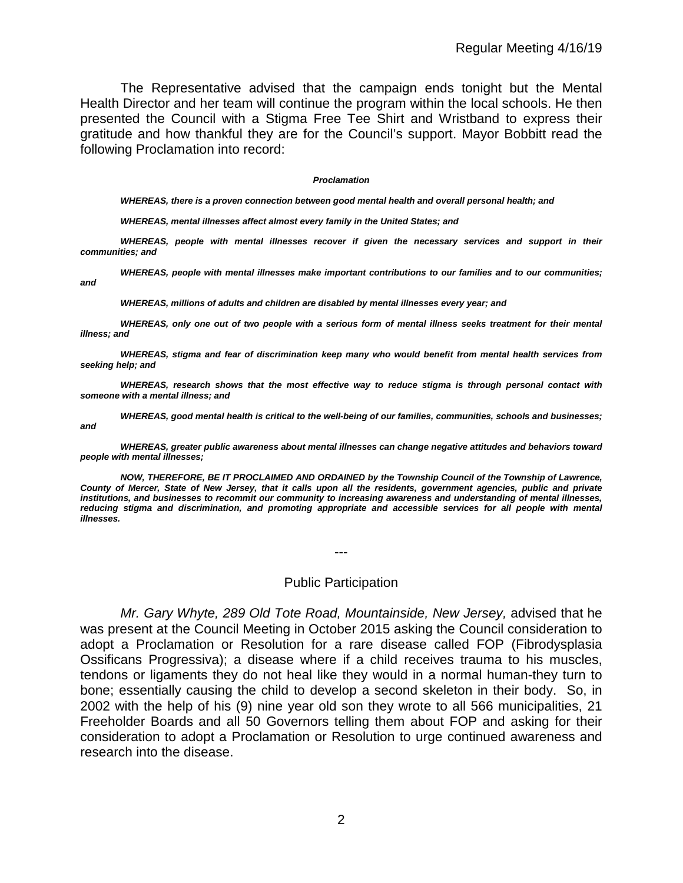The Representative advised that the campaign ends tonight but the Mental Health Director and her team will continue the program within the local schools. He then presented the Council with a Stigma Free Tee Shirt and Wristband to express their gratitude and how thankful they are for the Council's support. Mayor Bobbitt read the following Proclamation into record:

***Proclamation***

***WHEREAS, there is a proven connection between good mental health and overall personal health; and***

***WHEREAS, mental illnesses affect almost every family in the United States; and***

***WHEREAS, people with mental illnesses recover if given the necessary services and support in their communities; and***

***WHEREAS, people with mental illnesses make important contributions to our families and to our communities; and***

***WHEREAS, millions of adults and children are disabled by mental illnesses every year; and***

***WHEREAS, only one out of two people with a serious form of mental illness seeks treatment for their mental illness; and***

***WHEREAS, stigma and fear of discrimination keep many who would benefit from mental health services from seeking help; and***

***WHEREAS, research shows that the most effective way to reduce stigma is through personal contact with someone with a mental illness; and***

***WHEREAS, good mental health is critical to the well-being of our families, communities, schools and businesses; and***

***WHEREAS, greater public awareness about mental illnesses can change negative attitudes and behaviors toward people with mental illnesses;***

***NOW, THEREFORE, BE IT PROCLAIMED AND ORDAINED by the Township Council of the Township of Lawrence, County of Mercer, State of New Jersey, that it calls upon all the residents, government agencies, public and private institutions, and businesses to recommit our community to increasing awareness and understanding of mental illnesses, reducing stigma and discrimination, and promoting appropriate and accessible services for all people with mental illnesses.***

---

## Public Participation

*Mr. Gary Whyte, 289 Old Tote Road, Mountainside, New Jersey,* advised that he was present at the Council Meeting in October 2015 asking the Council consideration to adopt a Proclamation or Resolution for a rare disease called FOP (Fibrodysplasia Ossificans Progressiva); a disease where if a child receives trauma to his muscles, tendons or ligaments they do not heal like they would in a normal human-they turn to bone; essentially causing the child to develop a second skeleton in their body. So, in 2002 with the help of his (9) nine year old son they wrote to all 566 municipalities, 21 Freeholder Boards and all 50 Governors telling them about FOP and asking for their consideration to adopt a Proclamation or Resolution to urge continued awareness and research into the disease.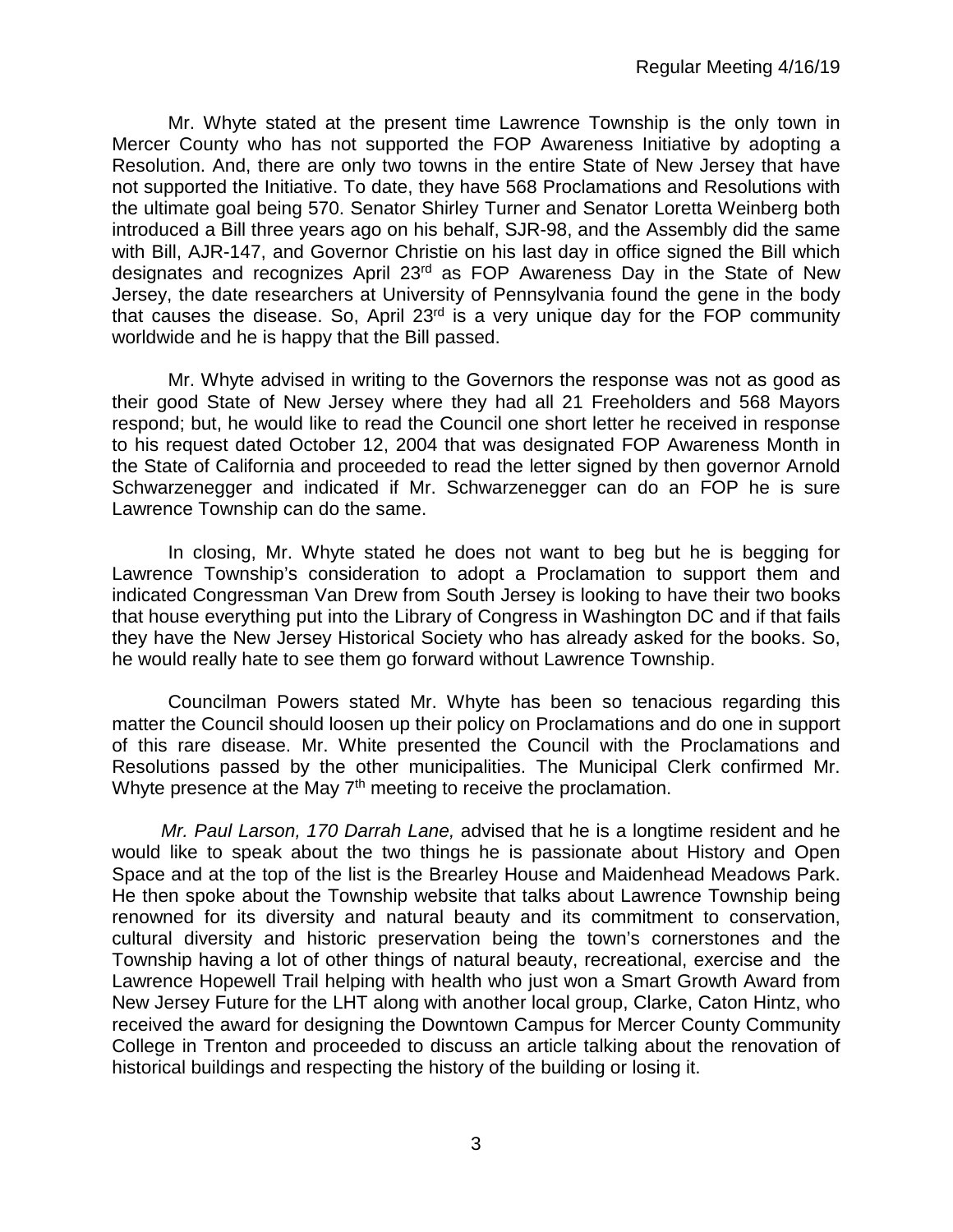Mr. Whyte stated at the present time Lawrence Township is the only town in Mercer County who has not supported the FOP Awareness Initiative by adopting a Resolution. And, there are only two towns in the entire State of New Jersey that have not supported the Initiative. To date, they have 568 Proclamations and Resolutions with the ultimate goal being 570. Senator Shirley Turner and Senator Loretta Weinberg both introduced a Bill three years ago on his behalf, SJR-98, and the Assembly did the same with Bill, AJR-147, and Governor Christie on his last day in office signed the Bill which designates and recognizes April 23rd as FOP Awareness Day in the State of New Jersey, the date researchers at University of Pennsylvania found the gene in the body that causes the disease. So, April 23rd is a very unique day for the FOP community worldwide and he is happy that the Bill passed.

Mr. Whyte advised in writing to the Governors the response was not as good as their good State of New Jersey where they had all 21 Freeholders and 568 Mayors respond; but, he would like to read the Council one short letter he received in response to his request dated October 12, 2004 that was designated FOP Awareness Month in the State of California and proceeded to read the letter signed by then governor Arnold Schwarzenegger and indicated if Mr. Schwarzenegger can do an FOP he is sure Lawrence Township can do the same.

In closing, Mr. Whyte stated he does not want to beg but he is begging for Lawrence Township's consideration to adopt a Proclamation to support them and indicated Congressman Van Drew from South Jersey is looking to have their two books that house everything put into the Library of Congress in Washington DC and if that fails they have the New Jersey Historical Society who has already asked for the books. So, he would really hate to see them go forward without Lawrence Township.

Councilman Powers stated Mr. Whyte has been so tenacious regarding this matter the Council should loosen up their policy on Proclamations and do one in support of this rare disease. Mr. White presented the Council with the Proclamations and Resolutions passed by the other municipalities. The Municipal Clerk confirmed Mr. Whyte presence at the May 7th meeting to receive the proclamation.

*Mr. Paul Larson, 170 Darrah Lane,* advised that he is a longtime resident and he would like to speak about the two things he is passionate about History and Open Space and at the top of the list is the Brearley House and Maidenhead Meadows Park. He then spoke about the Township website that talks about Lawrence Township being renowned for its diversity and natural beauty and its commitment to conservation, cultural diversity and historic preservation being the town's cornerstones and the Township having a lot of other things of natural beauty, recreational, exercise and the Lawrence Hopewell Trail helping with health who just won a Smart Growth Award from New Jersey Future for the LHT along with another local group, Clarke, Caton Hintz, who received the award for designing the Downtown Campus for Mercer County Community College in Trenton and proceeded to discuss an article talking about the renovation of historical buildings and respecting the history of the building or losing it.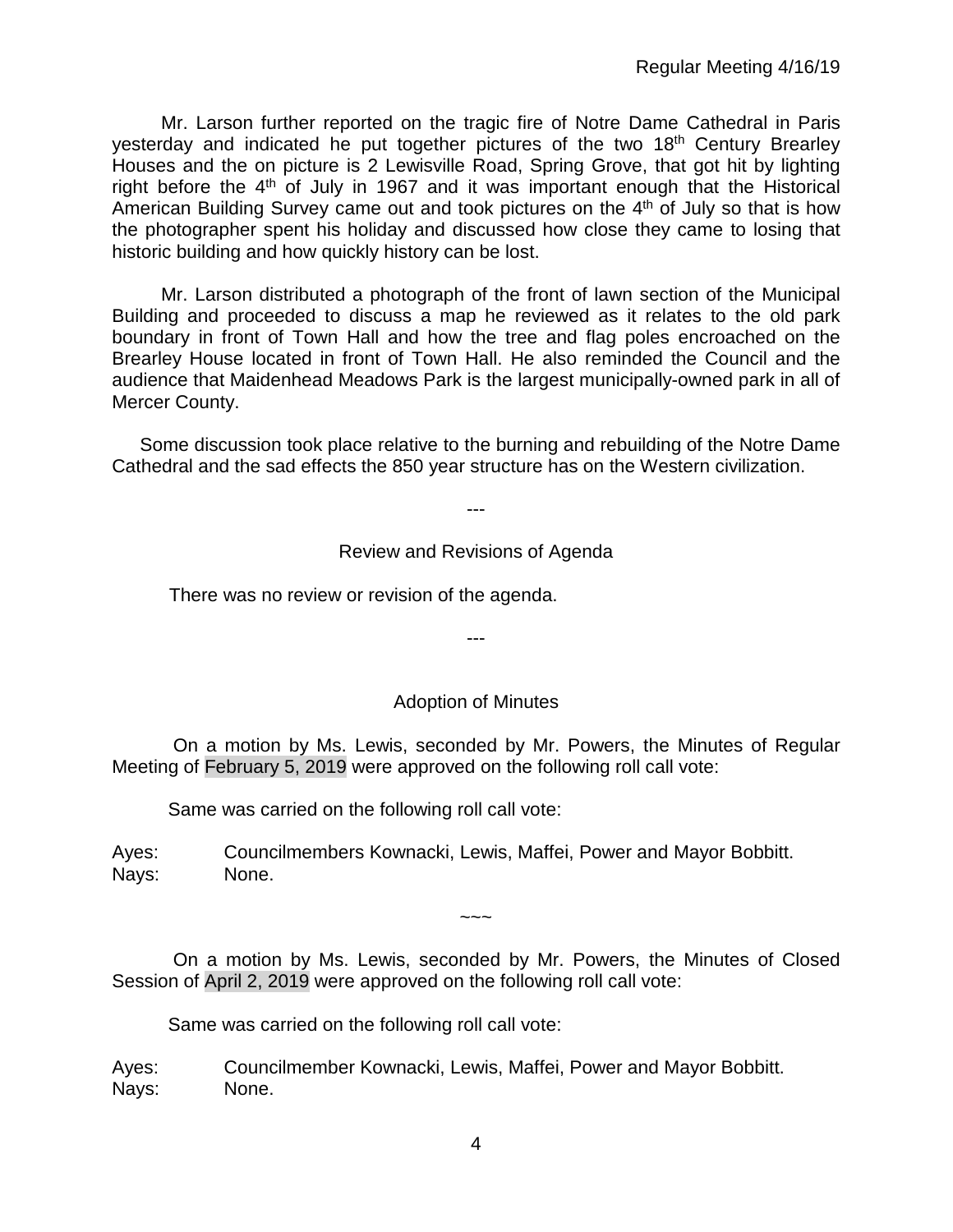Mr. Larson further reported on the tragic fire of Notre Dame Cathedral in Paris yesterday and indicated he put together pictures of the two 18th Century Brearley Houses and the on picture is 2 Lewisville Road, Spring Grove, that got hit by lighting right before the 4th of July in 1967 and it was important enough that the Historical American Building Survey came out and took pictures on the 4th of July so that is how the photographer spent his holiday and discussed how close they came to losing that historic building and how quickly history can be lost.

Mr. Larson distributed a photograph of the front of lawn section of the Municipal Building and proceeded to discuss a map he reviewed as it relates to the old park boundary in front of Town Hall and how the tree and flag poles encroached on the Brearley House located in front of Town Hall. He also reminded the Council and the audience that Maidenhead Meadows Park is the largest municipally-owned park in all of Mercer County.

Some discussion took place relative to the burning and rebuilding of the Notre Dame Cathedral and the sad effects the 850 year structure has on the Western civilization.

---

## Review and Revisions of Agenda

There was no review or revision of the agenda.

---

## Adoption of Minutes

On a motion by Ms. Lewis, seconded by Mr. Powers, the Minutes of Regular Meeting of February 5, 2019 were approved on the following roll call vote:

Same was carried on the following roll call vote:

Ayes: Councilmembers Kownacki, Lewis, Maffei, Power and Mayor Bobbitt.
Nays: None.

~~~

On a motion by Ms. Lewis, seconded by Mr. Powers, the Minutes of Closed Session of April 2, 2019 were approved on the following roll call vote:

Same was carried on the following roll call vote:

Ayes: Councilmember Kownacki, Lewis, Maffei, Power and Mayor Bobbitt.
Nays: None.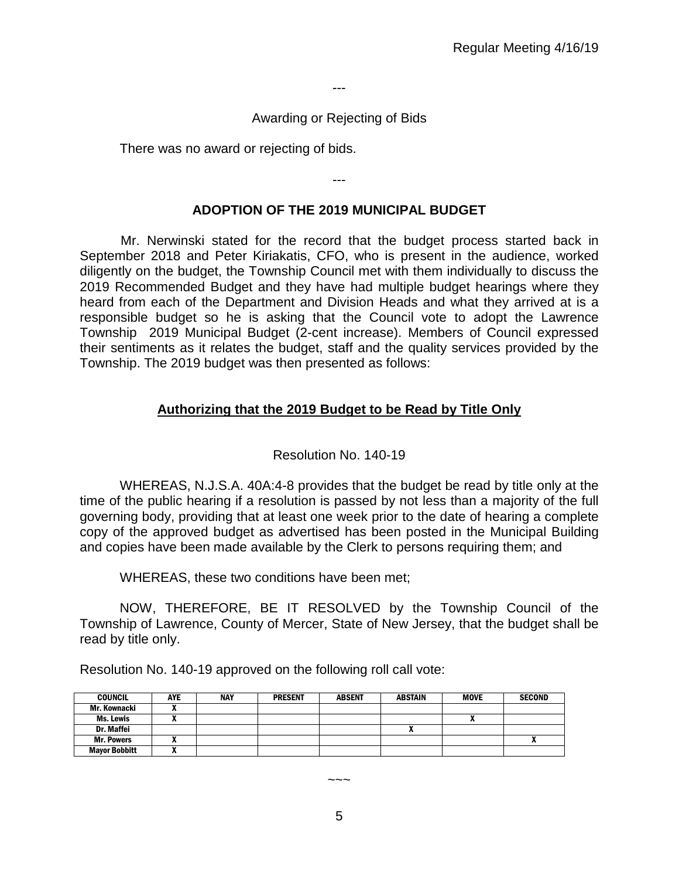---

Awarding or Rejecting of Bids

There was no award or rejecting of bids.

---

## ADOPTION OF THE 2019 MUNICIPAL BUDGET

Mr. Nerwinski stated for the record that the budget process started back in September 2018 and Peter Kiriakatis, CFO, who is present in the audience, worked diligently on the budget, the Township Council met with them individually to discuss the 2019 Recommended Budget and they have had multiple budget hearings where they heard from each of the Department and Division Heads and what they arrived at is a responsible budget so he is asking that the Council vote to adopt the Lawrence Township 2019 Municipal Budget (2-cent increase). Members of Council expressed their sentiments as it relates the budget, staff and the quality services provided by the Township. The 2019 budget was then presented as follows:

### Authorizing that the 2019 Budget to be Read by Title Only

Resolution No. 140-19

WHEREAS, N.J.S.A. 40A:4-8 provides that the budget be read by title only at the time of the public hearing if a resolution is passed by not less than a majority of the full governing body, providing that at least one week prior to the date of hearing a complete copy of the approved budget as advertised has been posted in the Municipal Building and copies have been made available by the Clerk to persons requiring them; and

WHEREAS, these two conditions have been met;

NOW, THEREFORE, BE IT RESOLVED by the Township Council of the Township of Lawrence, County of Mercer, State of New Jersey, that the budget shall be read by title only.

Resolution No. 140-19 approved on the following roll call vote:

| COUNCIL | AYE | NAY | PRESENT | ABSENT | ABSTAIN | MOVE | SECOND |
|---|---|---|---|---|---|---|---|
| Mr. Kownacki | X | | | | | | |
| Ms. Lewis | X | | | | | X | |
| Dr. Maffei | | | | | X | | |
| Mr. Powers | X | | | | | | X |
| Mayor Bobbitt | X | | | | | | |

~~~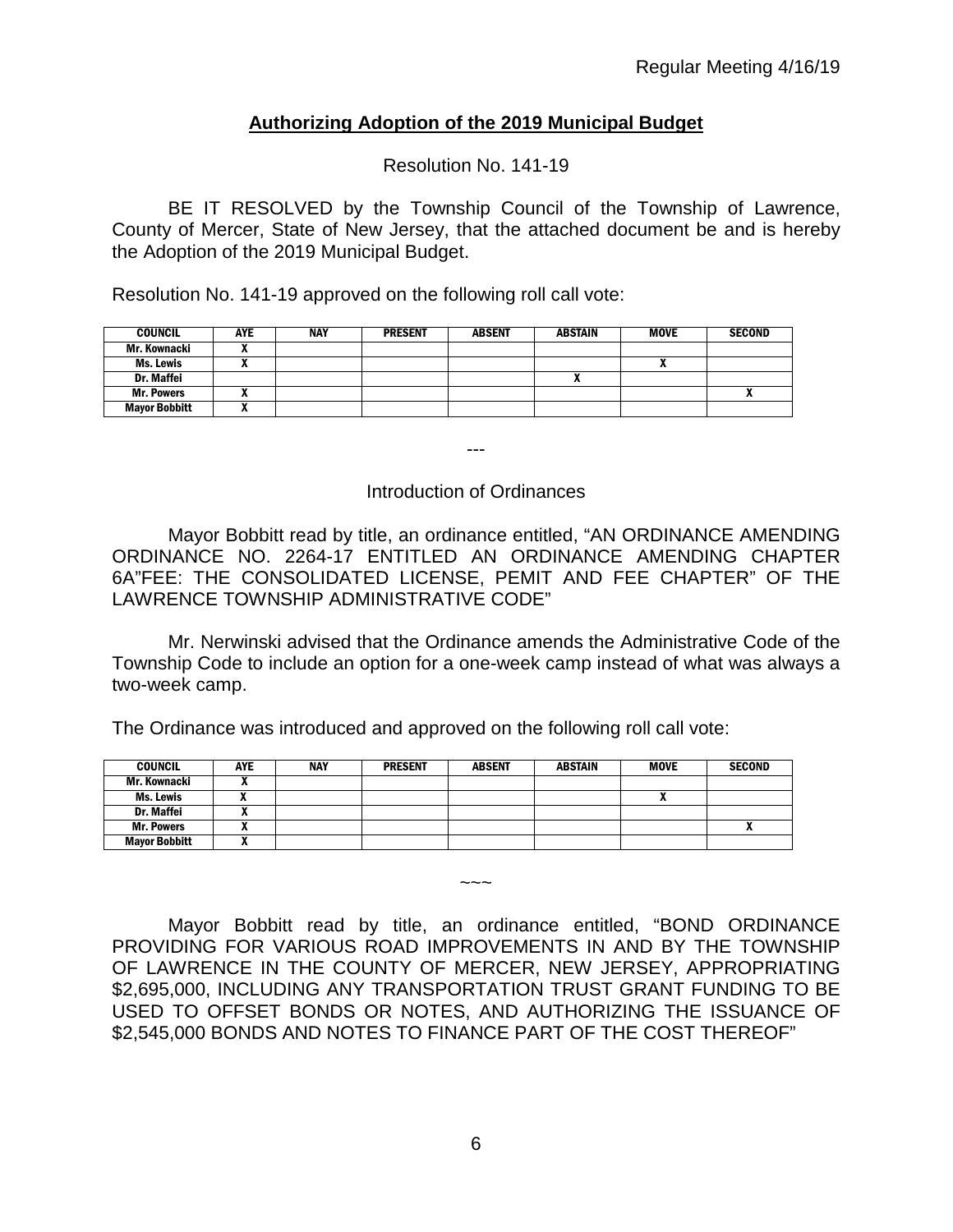## **Authorizing Adoption of the 2019 Municipal Budget**

Resolution No. 141-19

BE IT RESOLVED by the Township Council of the Township of Lawrence, County of Mercer, State of New Jersey, that the attached document be and is hereby the Adoption of the 2019 Municipal Budget.

Resolution No. 141-19 approved on the following roll call vote:

| COUNCIL | AYE | NAY | PRESENT | ABSENT | ABSTAIN | MOVE | SECOND |
|---|---|---|---|---|---|---|---|
| Mr. Kownacki | X | | | | | | |
| Ms. Lewis | X | | | | | X | |
| Dr. Maffei | | | | | X | | |
| Mr. Powers | X | | | | | | X |
| Mayor Bobbitt | X | | | | | | |

---

Introduction of Ordinances

Mayor Bobbitt read by title, an ordinance entitled, "AN ORDINANCE AMENDING ORDINANCE NO. 2264-17 ENTITLED AN ORDINANCE AMENDING CHAPTER 6A"FEE: THE CONSOLIDATED LICENSE, PEMIT AND FEE CHAPTER" OF THE LAWRENCE TOWNSHIP ADMINISTRATIVE CODE"

Mr. Nerwinski advised that the Ordinance amends the Administrative Code of the Township Code to include an option for a one-week camp instead of what was always a two-week camp.

The Ordinance was introduced and approved on the following roll call vote:

| COUNCIL | AYE | NAY | PRESENT | ABSENT | ABSTAIN | MOVE | SECOND |
|---|---|---|---|---|---|---|---|
| Mr. Kownacki | X | | | | | | |
| Ms. Lewis | X | | | | | X | |
| Dr. Maffei | X | | | | | | |
| Mr. Powers | X | | | | | | X |
| Mayor Bobbitt | X | | | | | | |

~~~

Mayor Bobbitt read by title, an ordinance entitled, "BOND ORDINANCE PROVIDING FOR VARIOUS ROAD IMPROVEMENTS IN AND BY THE TOWNSHIP OF LAWRENCE IN THE COUNTY OF MERCER, NEW JERSEY, APPROPRIATING \$2,695,000, INCLUDING ANY TRANSPORTATION TRUST GRANT FUNDING TO BE USED TO OFFSET BONDS OR NOTES, AND AUTHORIZING THE ISSUANCE OF \$2,545,000 BONDS AND NOTES TO FINANCE PART OF THE COST THEREOF"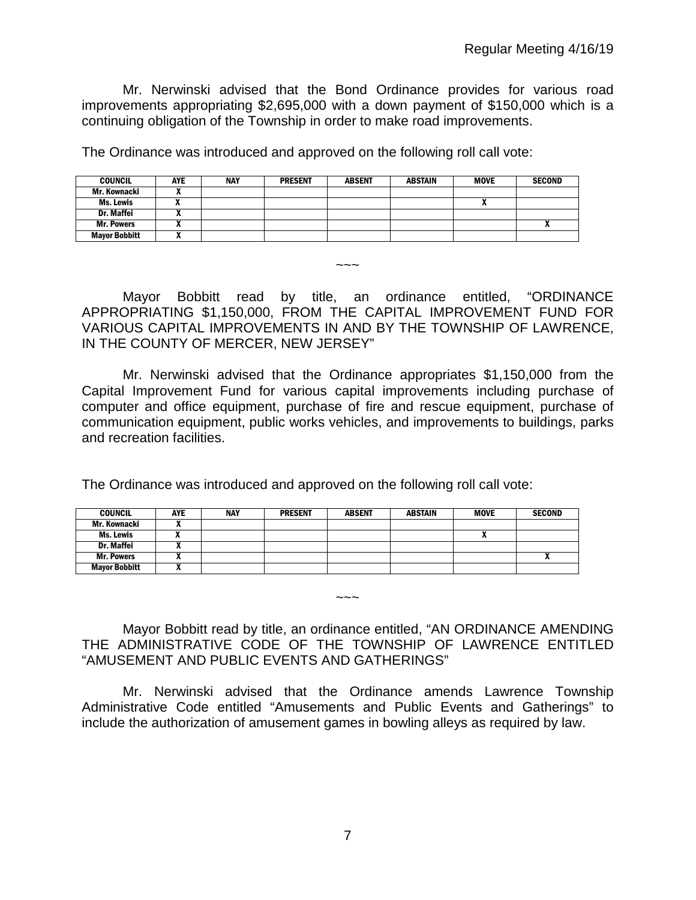Mr. Nerwinski advised that the Bond Ordinance provides for various road improvements appropriating $2,695,000 with a down payment of $150,000 which is a continuing obligation of the Township in order to make road improvements.

The Ordinance was introduced and approved on the following roll call vote:

| COUNCIL | AYE | NAY | PRESENT | ABSENT | ABSTAIN | MOVE | SECOND |
|---|---|---|---|---|---|---|---|
| Mr. Kownacki | X | | | | | | |
| Ms. Lewis | X | | | | | X | |
| Dr. Maffei | X | | | | | | |
| Mr. Powers | X | | | | | | X |
| Mayor Bobbitt | X | | | | | | |

~~~

Mayor Bobbitt read by title, an ordinance entitled, "ORDINANCE APPROPRIATING $1,150,000, FROM THE CAPITAL IMPROVEMENT FUND FOR VARIOUS CAPITAL IMPROVEMENTS IN AND BY THE TOWNSHIP OF LAWRENCE, IN THE COUNTY OF MERCER, NEW JERSEY"

Mr. Nerwinski advised that the Ordinance appropriates $1,150,000 from the Capital Improvement Fund for various capital improvements including purchase of computer and office equipment, purchase of fire and rescue equipment, purchase of communication equipment, public works vehicles, and improvements to buildings, parks and recreation facilities.

The Ordinance was introduced and approved on the following roll call vote:

| COUNCIL | AYE | NAY | PRESENT | ABSENT | ABSTAIN | MOVE | SECOND |
|---|---|---|---|---|---|---|---|
| Mr. Kownacki | X | | | | | | |
| Ms. Lewis | X | | | | | X | |
| Dr. Maffei | X | | | | | | |
| Mr. Powers | X | | | | | | X |
| Mayor Bobbitt | X | | | | | | |

~~~

Mayor Bobbitt read by title, an ordinance entitled, "AN ORDINANCE AMENDING THE ADMINISTRATIVE CODE OF THE TOWNSHIP OF LAWRENCE ENTITLED "AMUSEMENT AND PUBLIC EVENTS AND GATHERINGS"

Mr. Nerwinski advised that the Ordinance amends Lawrence Township Administrative Code entitled "Amusements and Public Events and Gatherings" to include the authorization of amusement games in bowling alleys as required by law.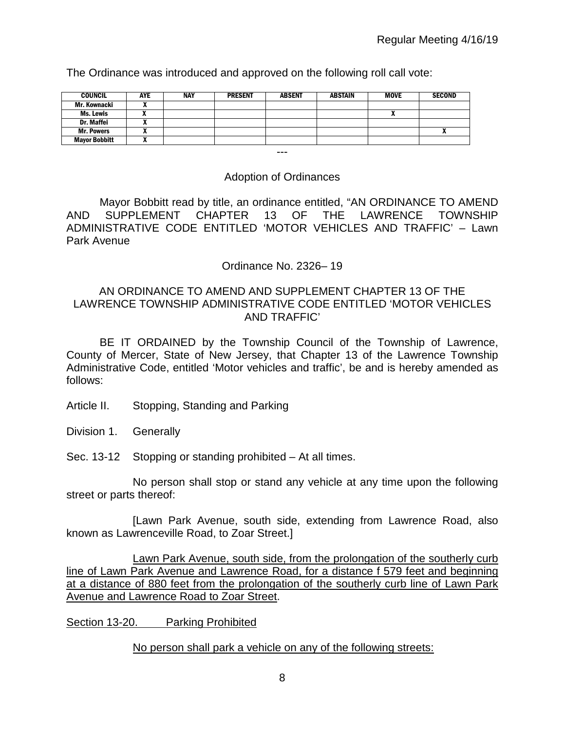The Ordinance was introduced and approved on the following roll call vote:

| COUNCIL | AYE | NAY | PRESENT | ABSENT | ABSTAIN | MOVE | SECOND |
|---|---|---|---|---|---|---|---|
| Mr. Kownacki | X | | | | | | |
| Ms. Lewis | X | | | | | X | |
| Dr. Maffei | X | | | | | | |
| Mr. Powers | X | | | | | | X |
| Mayor Bobbitt | X | | | | | | |

---

Adoption of Ordinances

Mayor Bobbitt read by title, an ordinance entitled, "AN ORDINANCE TO AMEND AND SUPPLEMENT CHAPTER 13 OF THE LAWRENCE TOWNSHIP ADMINISTRATIVE CODE ENTITLED 'MOTOR VEHICLES AND TRAFFIC' – Lawn Park Avenue

Ordinance No. 2326– 19

AN ORDINANCE TO AMEND AND SUPPLEMENT CHAPTER 13 OF THE LAWRENCE TOWNSHIP ADMINISTRATIVE CODE ENTITLED 'MOTOR VEHICLES AND TRAFFIC'

BE IT ORDAINED by the Township Council of the Township of Lawrence, County of Mercer, State of New Jersey, that Chapter 13 of the Lawrence Township Administrative Code, entitled 'Motor vehicles and traffic', be and is hereby amended as follows:

Article II. Stopping, Standing and Parking

Division 1. Generally

Sec. 13-12 Stopping or standing prohibited – At all times.

No person shall stop or stand any vehicle at any time upon the following street or parts thereof:

[Lawn Park Avenue, south side, extending from Lawrence Road, also known as Lawrenceville Road, to Zoar Street.]

<u>Lawn Park Avenue, south side, from the prolongation of the southerly curb line of Lawn Park Avenue and Lawrence Road, for a distance f 579 feet and beginning at a distance of 880 feet from the prolongation of the southerly curb line of Lawn Park Avenue and Lawrence Road to Zoar Street</u>.

<u>Section 13-20. Parking Prohibited</u>

<u>No person shall park a vehicle on any of the following streets:</u>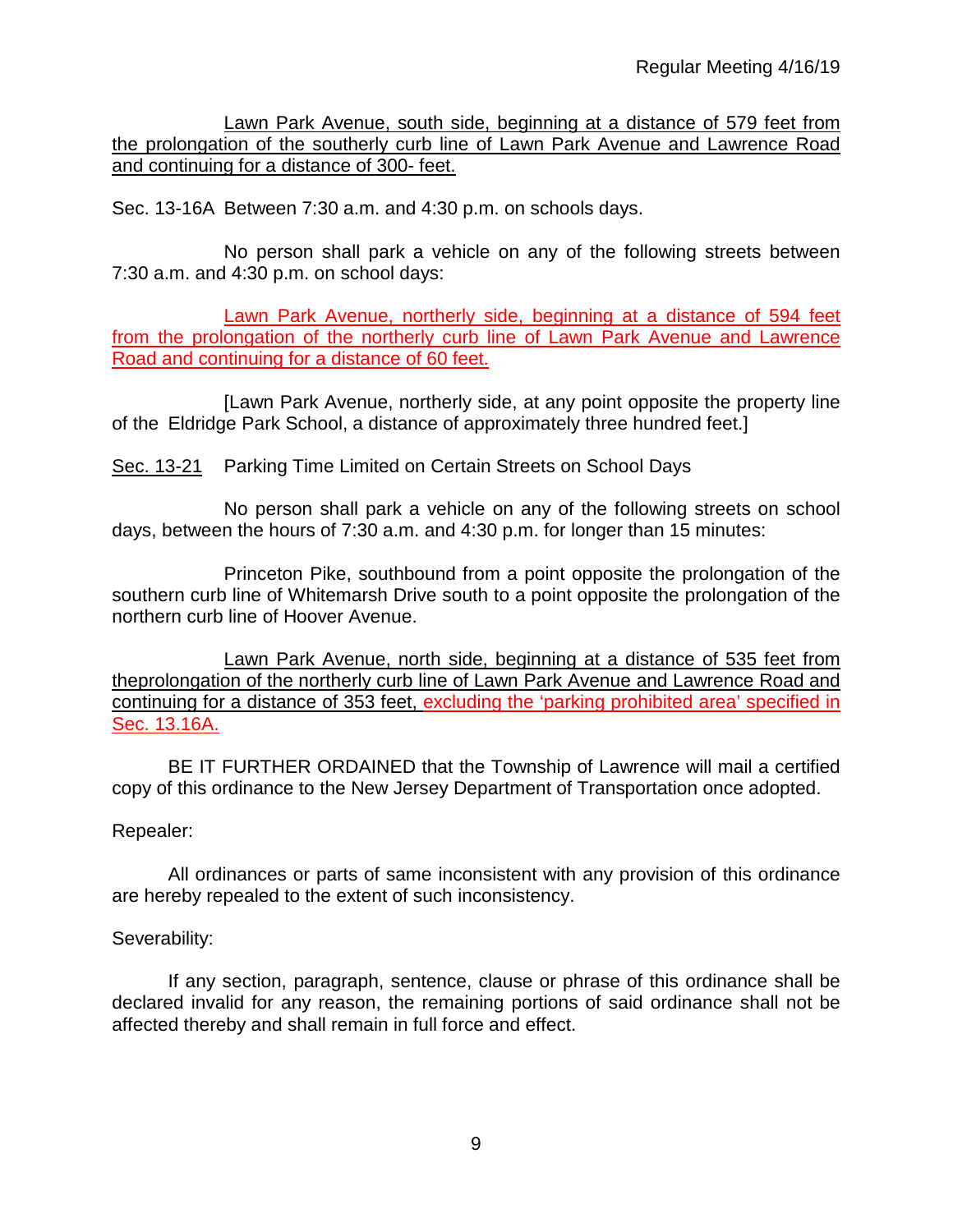Lawn Park Avenue, south side, beginning at a distance of 579 feet from the prolongation of the southerly curb line of Lawn Park Avenue and Lawrence Road and continuing for a distance of 300- feet.

Sec. 13-16A Between 7:30 a.m. and 4:30 p.m. on schools days.

No person shall park a vehicle on any of the following streets between 7:30 a.m. and 4:30 p.m. on school days:

Lawn Park Avenue, northerly side, beginning at a distance of 594 feet from the prolongation of the northerly curb line of Lawn Park Avenue and Lawrence Road and continuing for a distance of 60 feet.

[Lawn Park Avenue, northerly side, at any point opposite the property line of the Eldridge Park School, a distance of approximately three hundred feet.]

Sec. 13-21 Parking Time Limited on Certain Streets on School Days

No person shall park a vehicle on any of the following streets on school days, between the hours of 7:30 a.m. and 4:30 p.m. for longer than 15 minutes:

Princeton Pike, southbound from a point opposite the prolongation of the southern curb line of Whitemarsh Drive south to a point opposite the prolongation of the northern curb line of Hoover Avenue.

Lawn Park Avenue, north side, beginning at a distance of 535 feet from theprolongation of the northerly curb line of Lawn Park Avenue and Lawrence Road and continuing for a distance of 353 feet, excluding the 'parking prohibited area' specified in Sec. 13.16A.

BE IT FURTHER ORDAINED that the Township of Lawrence will mail a certified copy of this ordinance to the New Jersey Department of Transportation once adopted.

Repealer:

All ordinances or parts of same inconsistent with any provision of this ordinance are hereby repealed to the extent of such inconsistency.

Severability:

If any section, paragraph, sentence, clause or phrase of this ordinance shall be declared invalid for any reason, the remaining portions of said ordinance shall not be affected thereby and shall remain in full force and effect.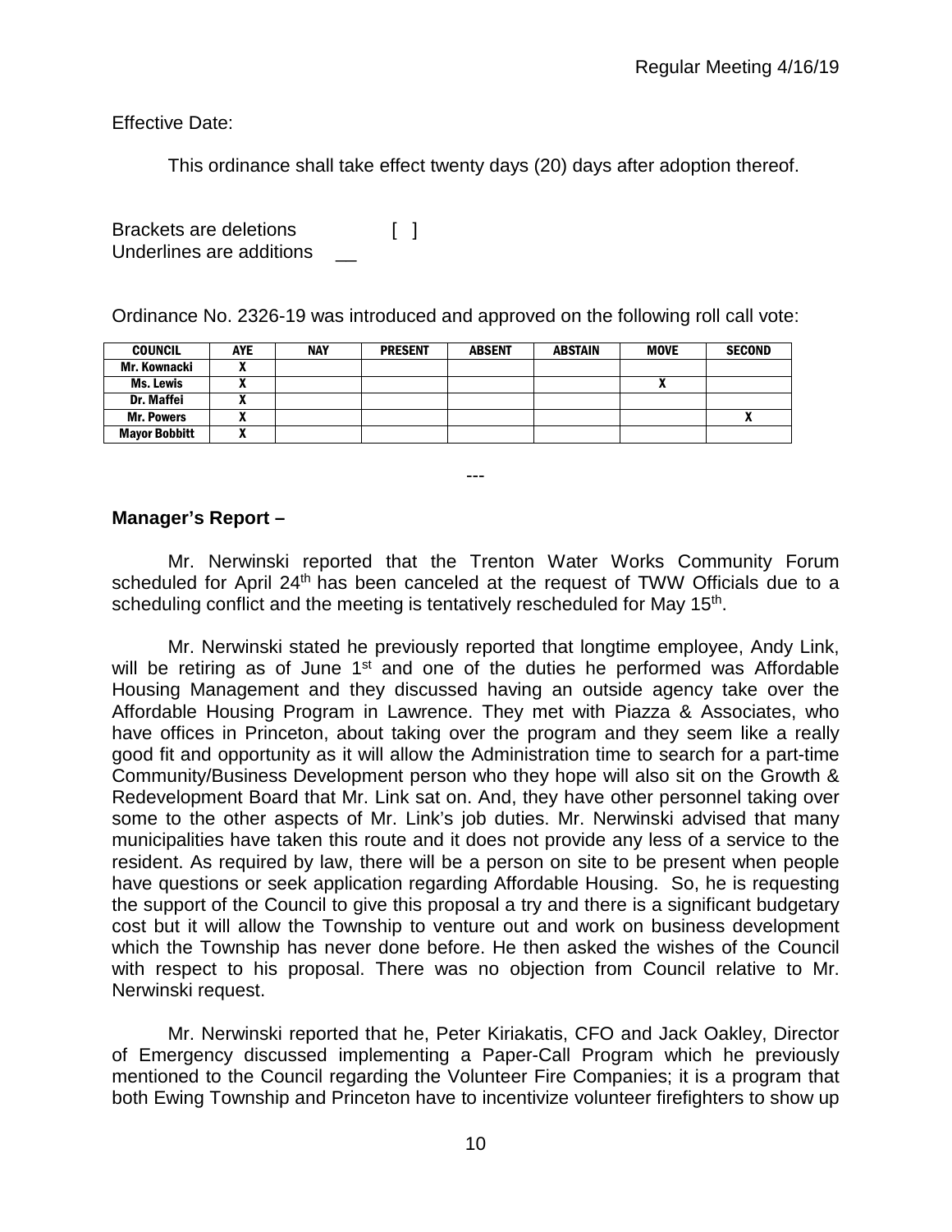Effective Date:

This ordinance shall take effect twenty days (20) days after adoption thereof.

Brackets are deletions [ ]
Underlines are additions __

Ordinance No. 2326-19 was introduced and approved on the following roll call vote:

| COUNCIL | AYE | NAY | PRESENT | ABSENT | ABSTAIN | MOVE | SECOND |
|---|---|---|---|---|---|---|---|
| Mr. Kownacki | X | | | | | | |
| Ms. Lewis | X | | | | | X | |
| Dr. Maffei | X | | | | | | |
| Mr. Powers | X | | | | | | X |
| Mayor Bobbitt | X | | | | | | |

---

**Manager's Report –**

Mr. Nerwinski reported that the Trenton Water Works Community Forum scheduled for April 24th has been canceled at the request of TWW Officials due to a scheduling conflict and the meeting is tentatively rescheduled for May 15th.

Mr. Nerwinski stated he previously reported that longtime employee, Andy Link, will be retiring as of June 1st and one of the duties he performed was Affordable Housing Management and they discussed having an outside agency take over the Affordable Housing Program in Lawrence. They met with Piazza & Associates, who have offices in Princeton, about taking over the program and they seem like a really good fit and opportunity as it will allow the Administration time to search for a part-time Community/Business Development person who they hope will also sit on the Growth & Redevelopment Board that Mr. Link sat on. And, they have other personnel taking over some to the other aspects of Mr. Link's job duties. Mr. Nerwinski advised that many municipalities have taken this route and it does not provide any less of a service to the resident. As required by law, there will be a person on site to be present when people have questions or seek application regarding Affordable Housing. So, he is requesting the support of the Council to give this proposal a try and there is a significant budgetary cost but it will allow the Township to venture out and work on business development which the Township has never done before. He then asked the wishes of the Council with respect to his proposal. There was no objection from Council relative to Mr. Nerwinski request.

Mr. Nerwinski reported that he, Peter Kiriakatis, CFO and Jack Oakley, Director of Emergency discussed implementing a Paper-Call Program which he previously mentioned to the Council regarding the Volunteer Fire Companies; it is a program that both Ewing Township and Princeton have to incentivize volunteer firefighters to show up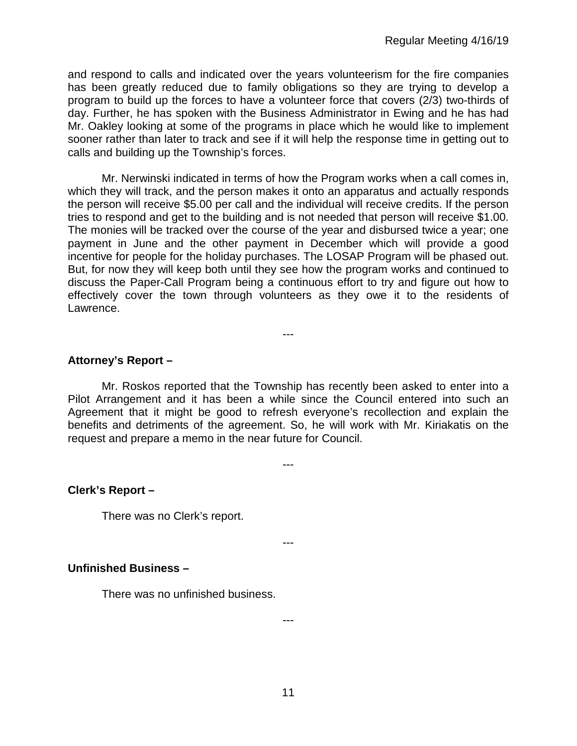and respond to calls and indicated over the years volunteerism for the fire companies has been greatly reduced due to family obligations so they are trying to develop a program to build up the forces to have a volunteer force that covers (2/3) two-thirds of day. Further, he has spoken with the Business Administrator in Ewing and he has had Mr. Oakley looking at some of the programs in place which he would like to implement sooner rather than later to track and see if it will help the response time in getting out to calls and building up the Township's forces.

Mr. Nerwinski indicated in terms of how the Program works when a call comes in, which they will track, and the person makes it onto an apparatus and actually responds the person will receive $5.00 per call and the individual will receive credits. If the person tries to respond and get to the building and is not needed that person will receive $1.00. The monies will be tracked over the course of the year and disbursed twice a year; one payment in June and the other payment in December which will provide a good incentive for people for the holiday purchases. The LOSAP Program will be phased out. But, for now they will keep both until they see how the program works and continued to discuss the Paper-Call Program being a continuous effort to try and figure out how to effectively cover the town through volunteers as they owe it to the residents of Lawrence.

---

**Attorney's Report –**

Mr. Roskos reported that the Township has recently been asked to enter into a Pilot Arrangement and it has been a while since the Council entered into such an Agreement that it might be good to refresh everyone's recollection and explain the benefits and detriments of the agreement. So, he will work with Mr. Kiriakatis on the request and prepare a memo in the near future for Council.

---

**Clerk's Report –**

There was no Clerk's report.

---

**Unfinished Business –**

There was no unfinished business.

---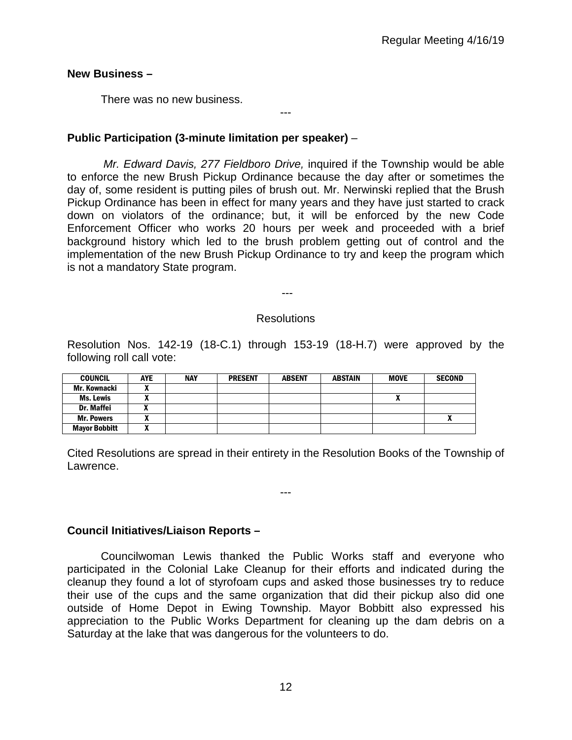**New Business –**

There was no new business.

---

**Public Participation (3-minute limitation per speaker)** –

*Mr. Edward Davis, 277 Fieldboro Drive,* inquired if the Township would be able to enforce the new Brush Pickup Ordinance because the day after or sometimes the day of, some resident is putting piles of brush out. Mr. Nerwinski replied that the Brush Pickup Ordinance has been in effect for many years and they have just started to crack down on violators of the ordinance; but, it will be enforced by the new Code Enforcement Officer who works 20 hours per week and proceeded with a brief background history which led to the brush problem getting out of control and the implementation of the new Brush Pickup Ordinance to try and keep the program which is not a mandatory State program.

---

Resolutions

Resolution Nos. 142-19 (18-C.1) through 153-19 (18-H.7) were approved by the following roll call vote:

| COUNCIL | AYE | NAY | PRESENT | ABSENT | ABSTAIN | MOVE | SECOND |
|---|---|---|---|---|---|---|---|
| Mr. Kownacki | X | | | | | | |
| Ms. Lewis | X | | | | | X | |
| Dr. Maffei | X | | | | | | |
| Mr. Powers | X | | | | | | X |
| Mayor Bobbitt | X | | | | | | |

Cited Resolutions are spread in their entirety in the Resolution Books of the Township of Lawrence.

---

**Council Initiatives/Liaison Reports –**

Councilwoman Lewis thanked the Public Works staff and everyone who participated in the Colonial Lake Cleanup for their efforts and indicated during the cleanup they found a lot of styrofoam cups and asked those businesses try to reduce their use of the cups and the same organization that did their pickup also did one outside of Home Depot in Ewing Township. Mayor Bobbitt also expressed his appreciation to the Public Works Department for cleaning up the dam debris on a Saturday at the lake that was dangerous for the volunteers to do.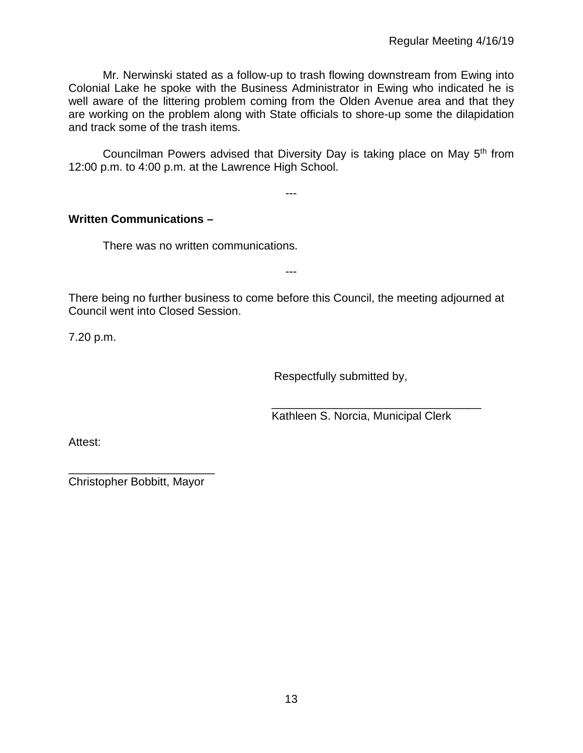Mr. Nerwinski stated as a follow-up to trash flowing downstream from Ewing into Colonial Lake he spoke with the Business Administrator in Ewing who indicated he is well aware of the littering problem coming from the Olden Avenue area and that they are working on the problem along with State officials to shore-up some the dilapidation and track some of the trash items.

Councilman Powers advised that Diversity Day is taking place on May 5th from 12:00 p.m. to 4:00 p.m. at the Lawrence High School.

---

**Written Communications –**

There was no written communications.

---

There being no further business to come before this Council, the meeting adjourned at Council went into Closed Session.

7.20 p.m.

Respectfully submitted by,

_________________________________
Kathleen S. Norcia, Municipal Clerk

Attest:

_______________________
Christopher Bobbitt, Mayor